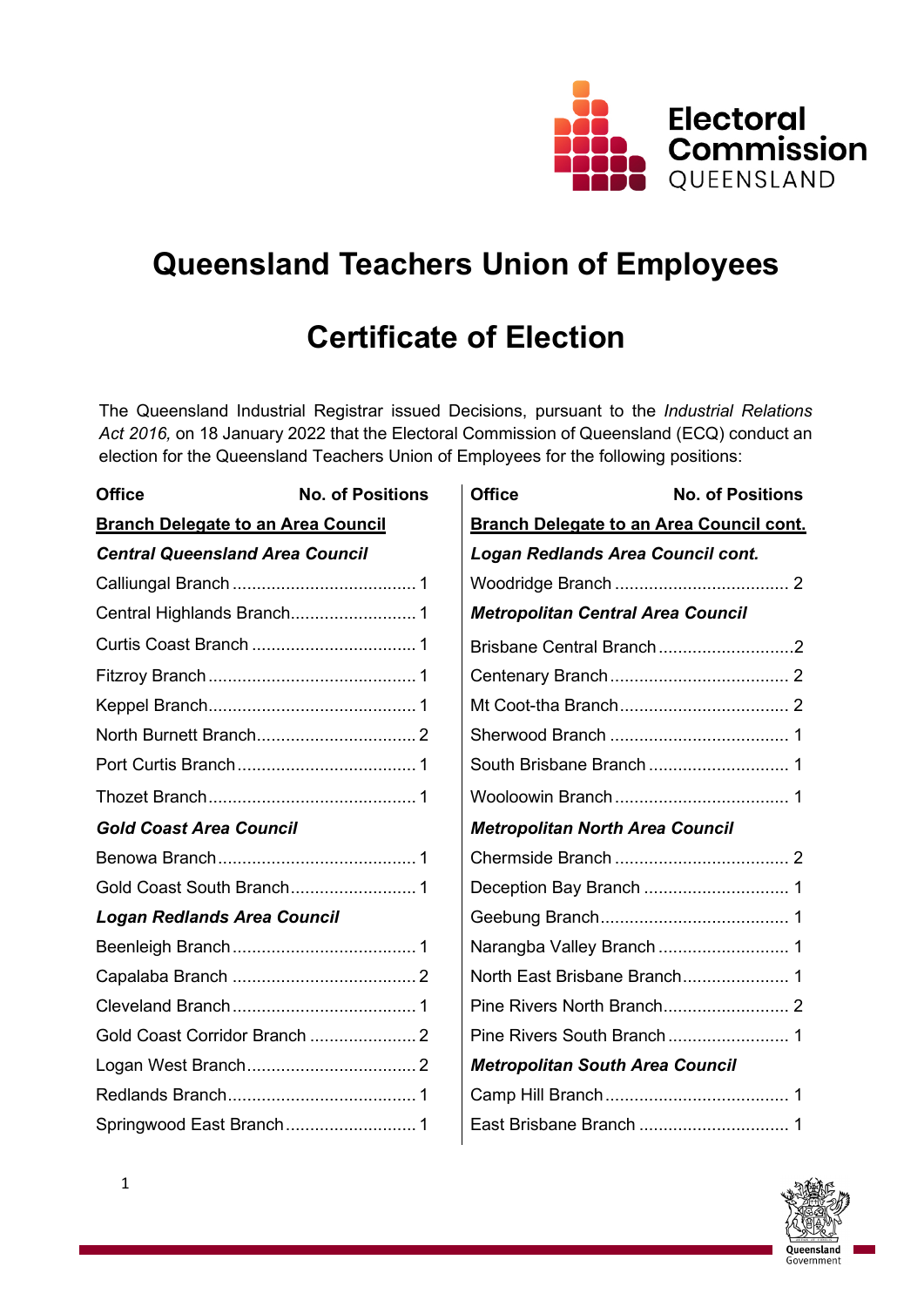# Queensland Teachers Union of Employees

# Certificate of Election

The Queensland Industrial Registrar issued Decisions, pursuant to the *Industrial Relations Act 2016,* on 18 January 2022 that the Electoral Commission of Queensland (ECQ) conduct an election for the Queensland Teachers Union of Employees for the following positions:

| Office | No. of Positions |
|---|---|
| **Branch Delegate to an Area Council** | |
| ***Central Queensland Area Council*** | |
| Calliungal Branch | 1 |
| Central Highlands Branch | 1 |
| Curtis Coast Branch | 1 |
| Fitzroy Branch | 1 |
| Keppel Branch | 1 |
| North Burnett Branch | 2 |
| Port Curtis Branch | 1 |
| Thozet Branch | 1 |
| ***Gold Coast Area Council*** | |
| Benowa Branch | 1 |
| Gold Coast South Branch | 1 |
| ***Logan Redlands Area Council*** | |
| Beenleigh Branch | 1 |
| Capalaba Branch | 2 |
| Cleveland Branch | 1 |
| Gold Coast Corridor Branch | 2 |
| Logan West Branch | 2 |
| Redlands Branch | 1 |
| Springwood East Branch | 1 |
| Woodridge Branch | 2 |
| ***Metropolitan Central Area Council*** | |
| Brisbane Central Branch | 2 |
| Centenary Branch | 2 |
| Mt Coot-tha Branch | 2 |
| Sherwood Branch | 1 |
| South Brisbane Branch | 1 |
| Wooloowin Branch | 1 |
| ***Metropolitan North Area Council*** | |
| Chermside Branch | 2 |
| Deception Bay Branch | 1 |
| Geebung Branch | 1 |
| Narangba Valley Branch | 1 |
| North East Brisbane Branch | 1 |
| Pine Rivers North Branch | 2 |
| Pine Rivers South Branch | 1 |
| ***Metropolitan South Area Council*** | |
| Camp Hill Branch | 1 |
| East Brisbane Branch | 1 |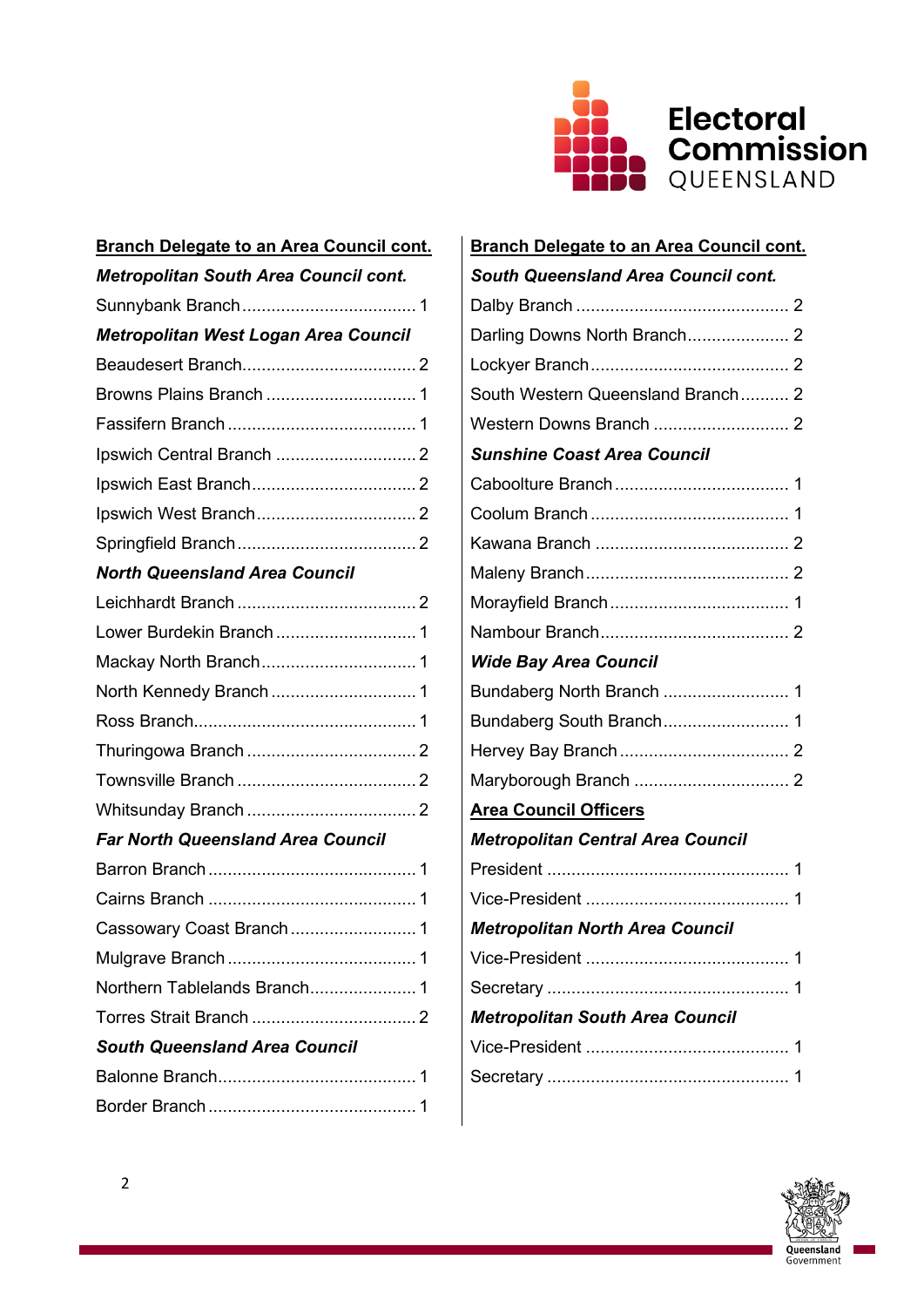**Branch Delegate to an Area Council cont.**

***Metropolitan South Area Council cont.***

Sunnybank Branch .................................... 1

***Metropolitan West Logan Area Council***

Beaudesert Branch.................................... 2

Browns Plains Branch ............................... 1

Fassifern Branch ....................................... 1

Ipswich Central Branch ............................. 2

Ipswich East Branch.................................. 2

Ipswich West Branch................................. 2

Springfield Branch..................................... 2

***North Queensland Area Council***

Leichhardt Branch ..................................... 2

Lower Burdekin Branch ............................. 1

Mackay North Branch................................ 1

North Kennedy Branch .............................. 1

Ross Branch.............................................. 1

Thuringowa Branch ................................... 2

Townsville Branch ..................................... 2

Whitsunday Branch ................................... 2

***Far North Queensland Area Council***

Barron Branch ........................................... 1

Cairns Branch ........................................... 1

Cassowary Coast Branch .......................... 1

Mulgrave Branch ....................................... 1

Northern Tablelands Branch...................... 1

Torres Strait Branch .................................. 2

***South Queensland Area Council***

Balonne Branch......................................... 1

Border Branch ........................................... 1

**Branch Delegate to an Area Council cont.**

***South Queensland Area Council cont.***

Dalby Branch ............................................ 2

Darling Downs North Branch..................... 2

Lockyer Branch ......................................... 2

South Western Queensland Branch .......... 2

Western Downs Branch ............................ 2

***Sunshine Coast Area Council***

Caboolture Branch .................................... 1

Coolum Branch ......................................... 1

Kawana Branch ........................................ 2

Maleny Branch .......................................... 2

Morayfield Branch ..................................... 1

Nambour Branch....................................... 2

***Wide Bay Area Council***

Bundaberg North Branch .......................... 1

Bundaberg South Branch.......................... 1

Hervey Bay Branch ................................... 2

Maryborough Branch ................................ 2

**Area Council Officers**

***Metropolitan Central Area Council***

President .................................................. 1

Vice-President .......................................... 1

***Metropolitan North Area Council***

Vice-President .......................................... 1

Secretary .................................................. 1

***Metropolitan South Area Council***

Vice-President .......................................... 1

Secretary .................................................. 1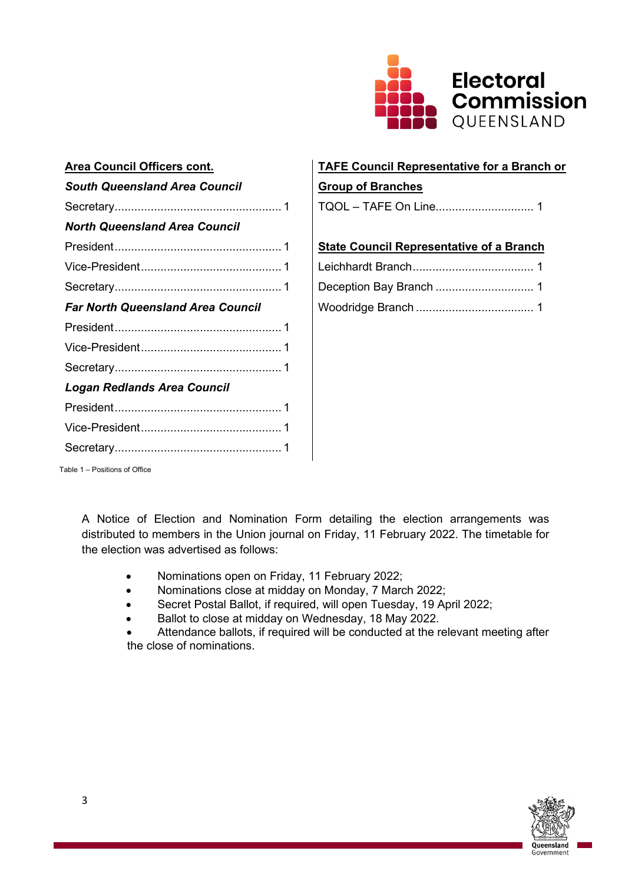**Area Council Officers cont.**

***South Queensland Area Council***

Secretary................................................... 1

***North Queensland Area Council***

President................................................... 1

Vice-President........................................... 1

Secretary................................................... 1

***Far North Queensland Area Council***

President................................................... 1

Vice-President........................................... 1

Secretary................................................... 1

***Logan Redlands Area Council***

President................................................... 1

Vice-President........................................... 1

Secretary................................................... 1

**TAFE Council Representative for a Branch or Group of Branches**

TQOL – TAFE On Line............................. 1

**State Council Representative of a Branch**

Leichhardt Branch..................................... 1

Deception Bay Branch .............................. 1

Woodridge Branch .................................... 1

Table 1 – Positions of Office

A Notice of Election and Nomination Form detailing the election arrangements was distributed to members in the Union journal on Friday, 11 February 2022. The timetable for the election was advertised as follows:

- Nominations open on Friday, 11 February 2022;
- Nominations close at midday on Monday, 7 March 2022;
- Secret Postal Ballot, if required, will open Tuesday, 19 April 2022;
- Ballot to close at midday on Wednesday, 18 May 2022.
- Attendance ballots, if required will be conducted at the relevant meeting after the close of nominations.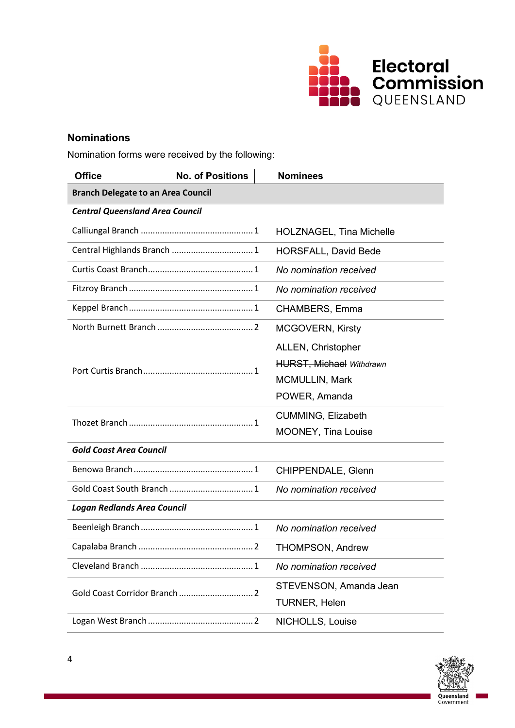## Nominations

Nomination forms were received by the following:

| Office | No. of Positions | Nominees |
|---|---|---|
| **Branch Delegate to an Area Council** | | |
| ***Central Queensland Area Council*** | | |
| Calliungal Branch | 1 | HOLZNAGEL, Tina Michelle |
| Central Highlands Branch | 1 | HORSFALL, David Bede |
| Curtis Coast Branch | 1 | *No nomination received* |
| Fitzroy Branch | 1 | *No nomination received* |
| Keppel Branch | 1 | CHAMBERS, Emma |
| North Burnett Branch | 2 | MCGOVERN, Kirsty |
| Port Curtis Branch | 1 | ALLEN, Christopher<br>~~HURST, Michael~~ *Withdrawn*<br>MCMULLIN, Mark<br>POWER, Amanda |
| Thozet Branch | 1 | CUMMING, Elizabeth<br>MOONEY, Tina Louise |
| ***Gold Coast Area Council*** | | |
| Benowa Branch | 1 | CHIPPENDALE, Glenn |
| Gold Coast South Branch | 1 | *No nomination received* |
| ***Logan Redlands Area Council*** | | |
| Beenleigh Branch | 1 | *No nomination received* |
| Capalaba Branch | 2 | THOMPSON, Andrew |
| Cleveland Branch | 1 | *No nomination received* |
| Gold Coast Corridor Branch | 2 | STEVENSON, Amanda Jean<br>TURNER, Helen |
| Logan West Branch | 2 | NICHOLLS, Louise |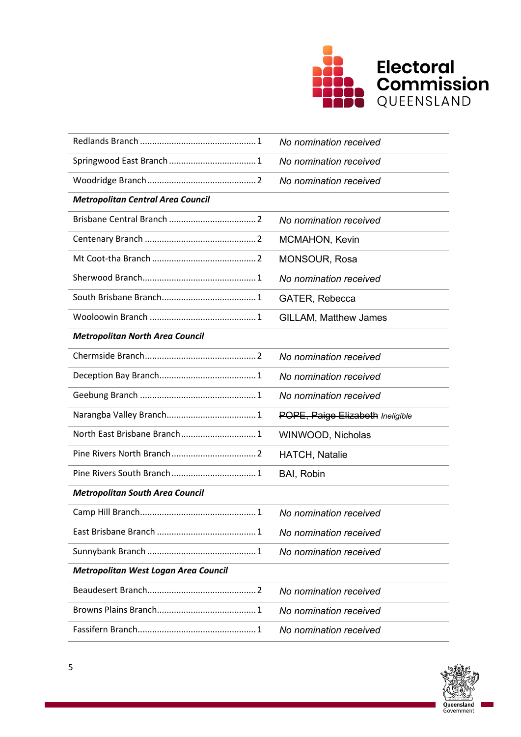| | |
|---|---|
| Redlands Branch ................................................ 1 | *No nomination received* |
| Springwood East Branch .................................... 1 | *No nomination received* |
| Woodridge Branch ............................................. 2 | *No nomination received* |
| ***Metropolitan Central Area Council*** | |
| Brisbane Central Branch .................................... 2 | *No nomination received* |
| Centenary Branch .............................................. 2 | MCMAHON, Kevin |
| Mt Coot-tha Branch ........................................... 2 | MONSOUR, Rosa |
| Sherwood Branch............................................... 1 | *No nomination received* |
| South Brisbane Branch....................................... 1 | GATER, Rebecca |
| Wooloowin Branch ............................................ 1 | GILLAM, Matthew James |
| ***Metropolitan North Area Council*** | |
| Chermside Branch.............................................. 2 | *No nomination received* |
| Deception Bay Branch........................................ 1 | *No nomination received* |
| Geebung Branch ................................................ 1 | *No nomination received* |
| Narangba Valley Branch..................................... 1 | ~~POPE, Paige Elizabeth~~ *Ineligible* |
| North East Brisbane Branch ............................... 1 | WINWOOD, Nicholas |
| Pine Rivers North Branch ................................... 2 | HATCH, Natalie |
| Pine Rivers South Branch ................................... 1 | BAI, Robin |
| ***Metropolitan South Area Council*** | |
| Camp Hill Branch................................................ 1 | *No nomination received* |
| East Brisbane Branch ......................................... 1 | *No nomination received* |
| Sunnybank Branch ............................................. 1 | *No nomination received* |
| ***Metropolitan West Logan Area Council*** | |
| Beaudesert Branch............................................. 2 | *No nomination received* |
| Browns Plains Branch......................................... 1 | *No nomination received* |
| Fassifern Branch................................................. 1 | *No nomination received* |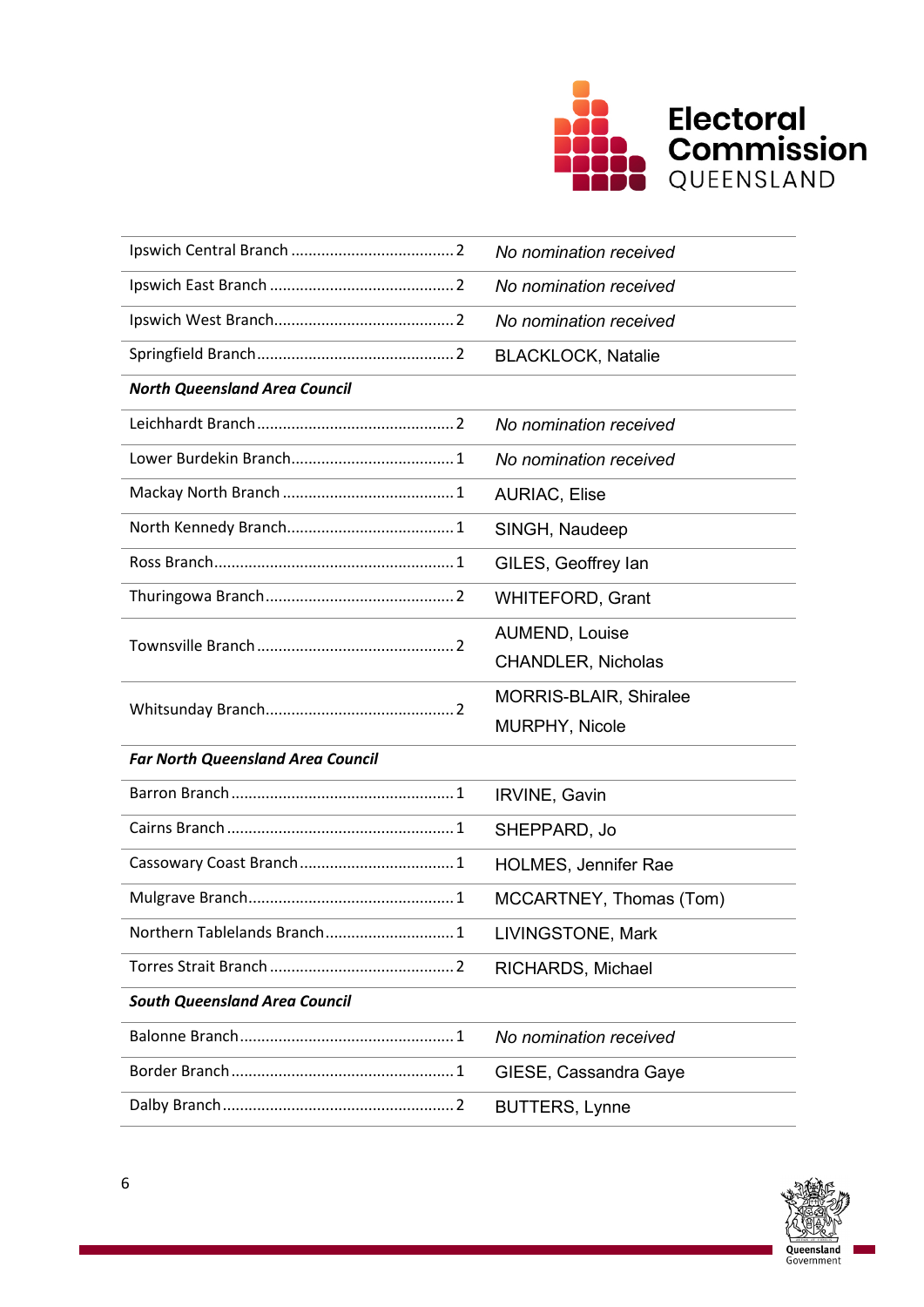| | |
|---|---|
| Ipswich Central Branch ...................................... 2 | *No nomination received* |
| Ipswich East Branch ........................................... 2 | *No nomination received* |
| Ipswich West Branch.......................................... 2 | *No nomination received* |
| Springfield Branch.............................................. 2 | BLACKLOCK, Natalie |
| ***North Queensland Area Council*** | |
| Leichhardt Branch.............................................. 2 | *No nomination received* |
| Lower Burdekin Branch...................................... 1 | *No nomination received* |
| Mackay North Branch ........................................ 1 | AURIAC, Elise |
| North Kennedy Branch....................................... 1 | SINGH, Naudeep |
| Ross Branch........................................................ 1 | GILES, Geoffrey Ian |
| Thuringowa Branch............................................ 2 | WHITEFORD, Grant |
| Townsville Branch .............................................. 2 | AUMEND, Louise<br>CHANDLER, Nicholas |
| Whitsunday Branch............................................ 2 | MORRIS-BLAIR, Shiralee<br>MURPHY, Nicole |
| ***Far North Queensland Area Council*** | |
| Barron Branch .................................................... 1 | IRVINE, Gavin |
| Cairns Branch ..................................................... 1 | SHEPPARD, Jo |
| Cassowary Coast Branch.................................... 1 | HOLMES, Jennifer Rae |
| Mulgrave Branch................................................ 1 | MCCARTNEY, Thomas (Tom) |
| Northern Tablelands Branch.............................. 1 | LIVINGSTONE, Mark |
| Torres Strait Branch ........................................... 2 | RICHARDS, Michael |
| ***South Queensland Area Council*** | |
| Balonne Branch.................................................. 1 | *No nomination received* |
| Border Branch .................................................... 1 | GIESE, Cassandra Gaye |
| Dalby Branch...................................................... 2 | BUTTERS, Lynne |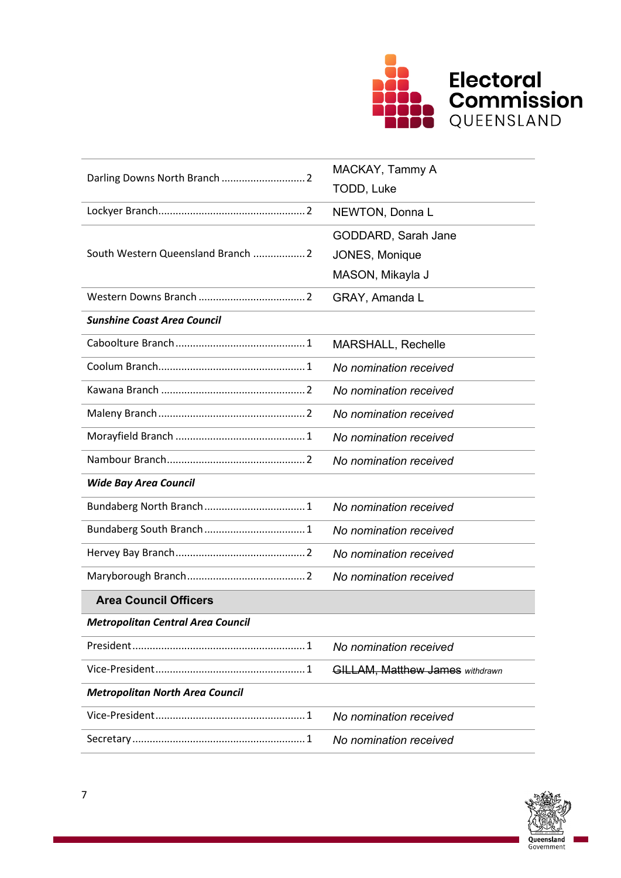| | |
|---|---|
| Darling Downs North Branch ............................ 2 | MACKAY, Tammy A<br>TODD, Luke |
| Lockyer Branch.................................................. 2 | NEWTON, Donna L |
| South Western Queensland Branch .................. 2 | GODDARD, Sarah Jane<br>JONES, Monique<br>MASON, Mikayla J |
| Western Downs Branch .................................... 2 | GRAY, Amanda L |
| ***Sunshine Coast Area Council*** | |
| Caboolture Branch ............................................ 1 | MARSHALL, Rechelle |
| Coolum Branch.................................................. 1 | *No nomination received* |
| Kawana Branch ................................................. 2 | *No nomination received* |
| Maleny Branch .................................................. 2 | *No nomination received* |
| Morayfield Branch ............................................ 1 | *No nomination received* |
| Nambour Branch............................................... 2 | *No nomination received* |
| ***Wide Bay Area Council*** | |
| Bundaberg North Branch .................................. 1 | *No nomination received* |
| Bundaberg South Branch .................................. 1 | *No nomination received* |
| Hervey Bay Branch............................................ 2 | *No nomination received* |
| Maryborough Branch........................................ 2 | *No nomination received* |
| **Area Council Officers** | |
| ***Metropolitan Central Area Council*** | |
| President........................................................... 1 | *No nomination received* |
| Vice-President................................................... 1 | ~~GILLAM, Matthew James~~ *withdrawn* |
| ***Metropolitan North Area Council*** | |
| Vice-President................................................... 1 | *No nomination received* |
| Secretary........................................................... 1 | *No nomination received* |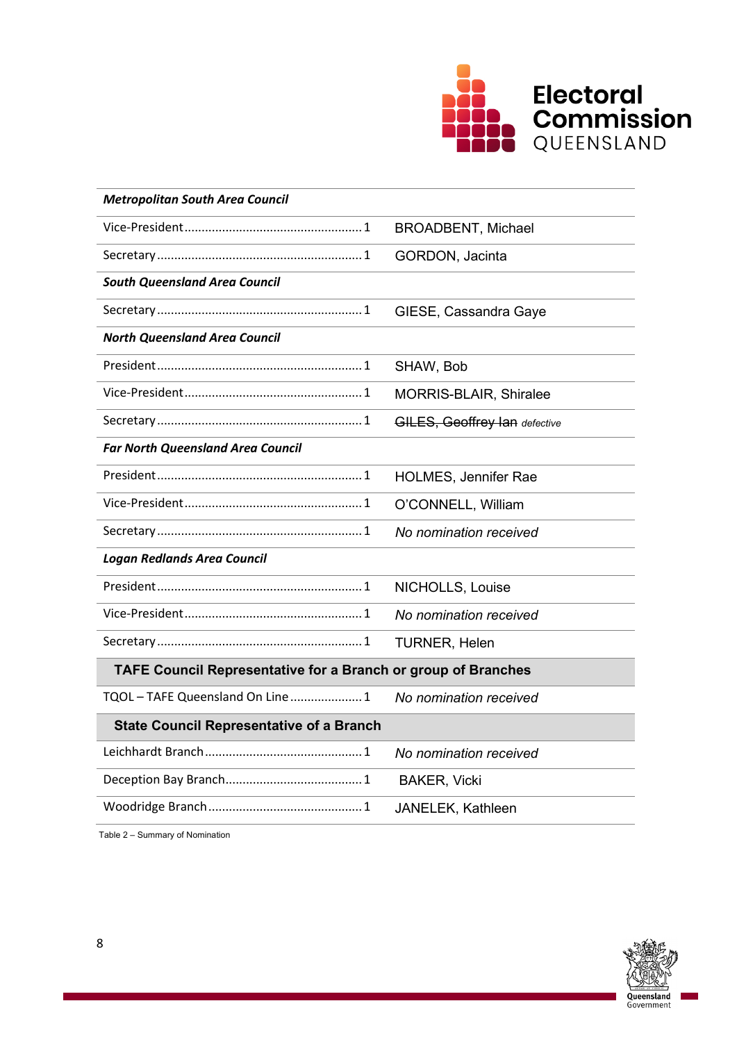| | |
|---|---|
| ***Metropolitan South Area Council*** | |
| Vice-President....................................................1 | BROADBENT, Michael |
| Secretary............................................................1 | GORDON, Jacinta |
| ***South Queensland Area Council*** | |
| Secretary............................................................1 | GIESE, Cassandra Gaye |
| ***North Queensland Area Council*** | |
| President............................................................1 | SHAW, Bob |
| Vice-President....................................................1 | MORRIS-BLAIR, Shiralee |
| Secretary............................................................1 | ~~GILES, Geoffrey Ian~~ *defective* |
| ***Far North Queensland Area Council*** | |
| President............................................................1 | HOLMES, Jennifer Rae |
| Vice-President....................................................1 | O'CONNELL, William |
| Secretary............................................................1 | *No nomination received* |
| ***Logan Redlands Area Council*** | |
| President............................................................1 | NICHOLLS, Louise |
| Vice-President....................................................1 | *No nomination received* |
| Secretary............................................................1 | TURNER, Helen |
| **TAFE Council Representative for a Branch or group of Branches** | |
| TQOL – TAFE Queensland On Line.....................1 | *No nomination received* |
| **State Council Representative of a Branch** | |
| Leichhardt Branch.............................................1 | *No nomination received* |
| Deception Bay Branch........................................1 | BAKER, Vicki |
| Woodridge Branch.............................................1 | JANELEK, Kathleen |

Table 2 – Summary of Nomination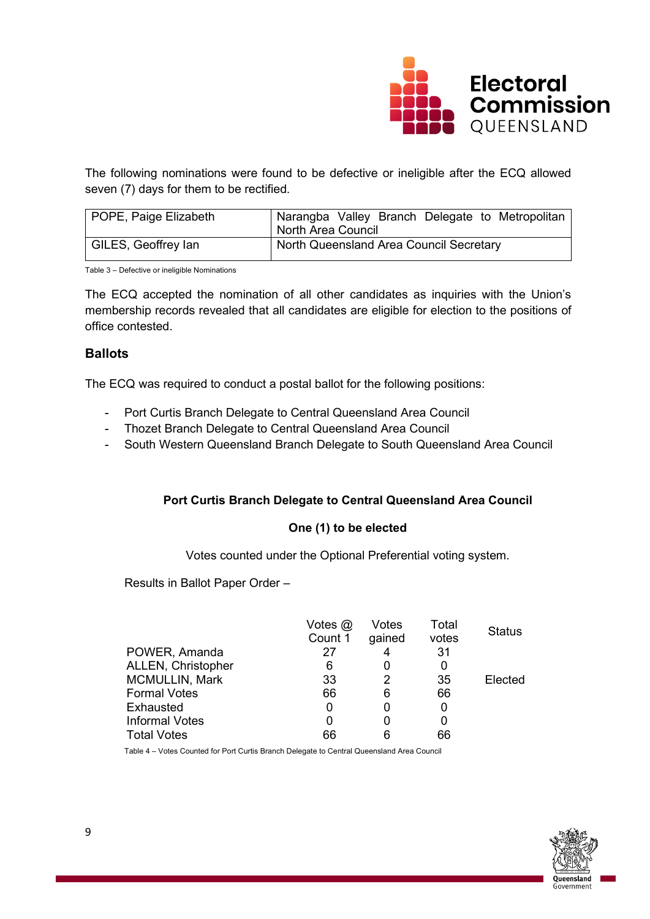The following nominations were found to be defective or ineligible after the ECQ allowed seven (7) days for them to be rectified.

| | |
|---|---|
| POPE, Paige Elizabeth | Narangba Valley Branch Delegate to Metropolitan North Area Council |
| GILES, Geoffrey Ian | North Queensland Area Council Secretary |

Table 3 – Defective or ineligible Nominations

The ECQ accepted the nomination of all other candidates as inquiries with the Union's membership records revealed that all candidates are eligible for election to the positions of office contested.

## Ballots

The ECQ was required to conduct a postal ballot for the following positions:

- Port Curtis Branch Delegate to Central Queensland Area Council
- Thozet Branch Delegate to Central Queensland Area Council
- South Western Queensland Branch Delegate to South Queensland Area Council

**Port Curtis Branch Delegate to Central Queensland Area Council**

**One (1) to be elected**

Votes counted under the Optional Preferential voting system.

Results in Ballot Paper Order –

| | Votes @ Count 1 | Votes gained | Total votes | Status |
|---|---|---|---|---|
| POWER, Amanda | 27 | 4 | 31 | |
| ALLEN, Christopher | 6 | 0 | 0 | |
| MCMULLIN, Mark | 33 | 2 | 35 | Elected |
| Formal Votes | 66 | 6 | 66 | |
| Exhausted | 0 | 0 | 0 | |
| Informal Votes | 0 | 0 | 0 | |
| Total Votes | 66 | 6 | 66 | |

Table 4 – Votes Counted for Port Curtis Branch Delegate to Central Queensland Area Council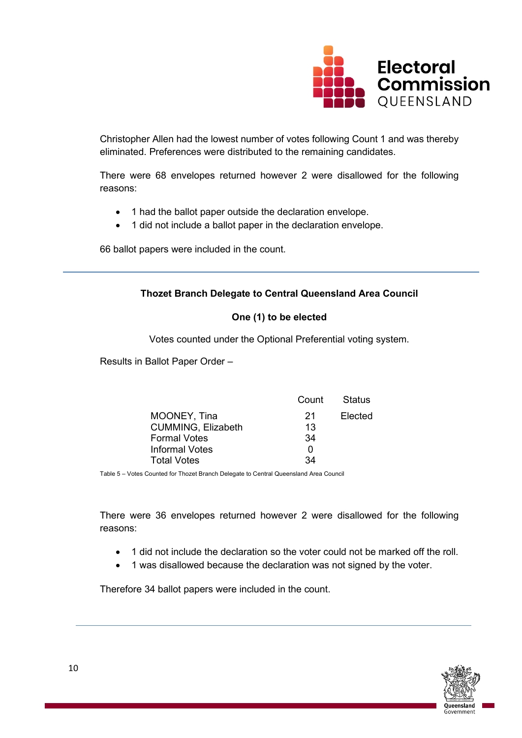Christopher Allen had the lowest number of votes following Count 1 and was thereby eliminated. Preferences were distributed to the remaining candidates.

There were 68 envelopes returned however 2 were disallowed for the following reasons:

- 1 had the ballot paper outside the declaration envelope.
- 1 did not include a ballot paper in the declaration envelope.

66 ballot papers were included in the count.

---

**Thozet Branch Delegate to Central Queensland Area Council**

**One (1) to be elected**

Votes counted under the Optional Preferential voting system.

Results in Ballot Paper Order –

| | Count | Status |
|---|---|---|
| MOONEY, Tina | 21 | Elected |
| CUMMING, Elizabeth | 13 | |
| Formal Votes | 34 | |
| Informal Votes | 0 | |
| Total Votes | 34 | |

Table 5 – Votes Counted for Thozet Branch Delegate to Central Queensland Area Council

There were 36 envelopes returned however 2 were disallowed for the following reasons:

- 1 did not include the declaration so the voter could not be marked off the roll.
- 1 was disallowed because the declaration was not signed by the voter.

Therefore 34 ballot papers were included in the count.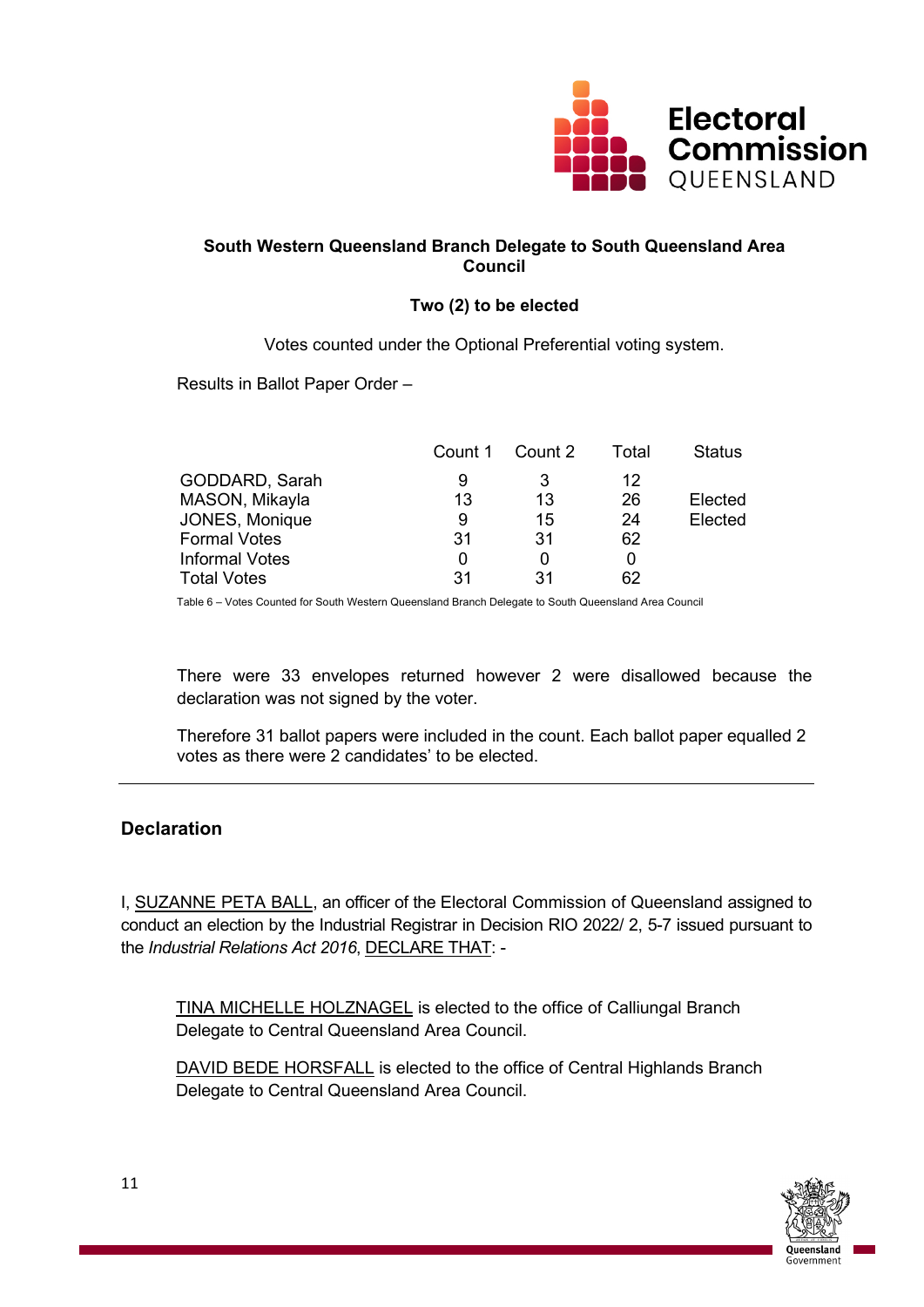**South Western Queensland Branch Delegate to South Queensland Area Council**

**Two (2) to be elected**

Votes counted under the Optional Preferential voting system.

Results in Ballot Paper Order –

| | Count 1 | Count 2 | Total | Status |
|---|---|---|---|---|
| GODDARD, Sarah | 9 | 3 | 12 | |
| MASON, Mikayla | 13 | 13 | 26 | Elected |
| JONES, Monique | 9 | 15 | 24 | Elected |
| Formal Votes | 31 | 31 | 62 | |
| Informal Votes | 0 | 0 | 0 | |
| Total Votes | 31 | 31 | 62 | |

Table 6 – Votes Counted for South Western Queensland Branch Delegate to South Queensland Area Council

There were 33 envelopes returned however 2 were disallowed because the declaration was not signed by the voter.

Therefore 31 ballot papers were included in the count. Each ballot paper equalled 2 votes as there were 2 candidates' to be elected.

---

## Declaration

I, SUZANNE PETA BALL, an officer of the Electoral Commission of Queensland assigned to conduct an election by the Industrial Registrar in Decision RIO 2022/ 2, 5-7 issued pursuant to the *Industrial Relations Act 2016*, DECLARE THAT: -

TINA MICHELLE HOLZNAGEL is elected to the office of Calliungal Branch Delegate to Central Queensland Area Council.

DAVID BEDE HORSFALL is elected to the office of Central Highlands Branch Delegate to Central Queensland Area Council.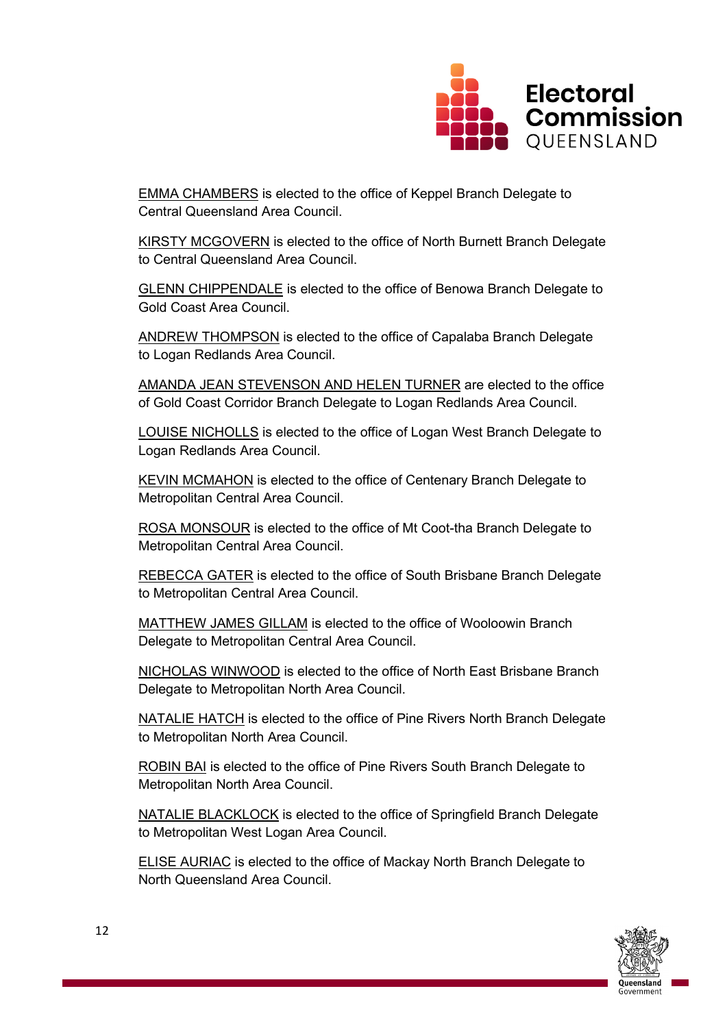EMMA CHAMBERS is elected to the office of Keppel Branch Delegate to Central Queensland Area Council.

KIRSTY MCGOVERN is elected to the office of North Burnett Branch Delegate to Central Queensland Area Council.

GLENN CHIPPENDALE is elected to the office of Benowa Branch Delegate to Gold Coast Area Council.

ANDREW THOMPSON is elected to the office of Capalaba Branch Delegate to Logan Redlands Area Council.

AMANDA JEAN STEVENSON AND HELEN TURNER are elected to the office of Gold Coast Corridor Branch Delegate to Logan Redlands Area Council.

LOUISE NICHOLLS is elected to the office of Logan West Branch Delegate to Logan Redlands Area Council.

KEVIN MCMAHON is elected to the office of Centenary Branch Delegate to Metropolitan Central Area Council.

ROSA MONSOUR is elected to the office of Mt Coot-tha Branch Delegate to Metropolitan Central Area Council.

REBECCA GATER is elected to the office of South Brisbane Branch Delegate to Metropolitan Central Area Council.

MATTHEW JAMES GILLAM is elected to the office of Wooloowin Branch Delegate to Metropolitan Central Area Council.

NICHOLAS WINWOOD is elected to the office of North East Brisbane Branch Delegate to Metropolitan North Area Council.

NATALIE HATCH is elected to the office of Pine Rivers North Branch Delegate to Metropolitan North Area Council.

ROBIN BAI is elected to the office of Pine Rivers South Branch Delegate to Metropolitan North Area Council.

NATALIE BLACKLOCK is elected to the office of Springfield Branch Delegate to Metropolitan West Logan Area Council.

ELISE AURIAC is elected to the office of Mackay North Branch Delegate to North Queensland Area Council.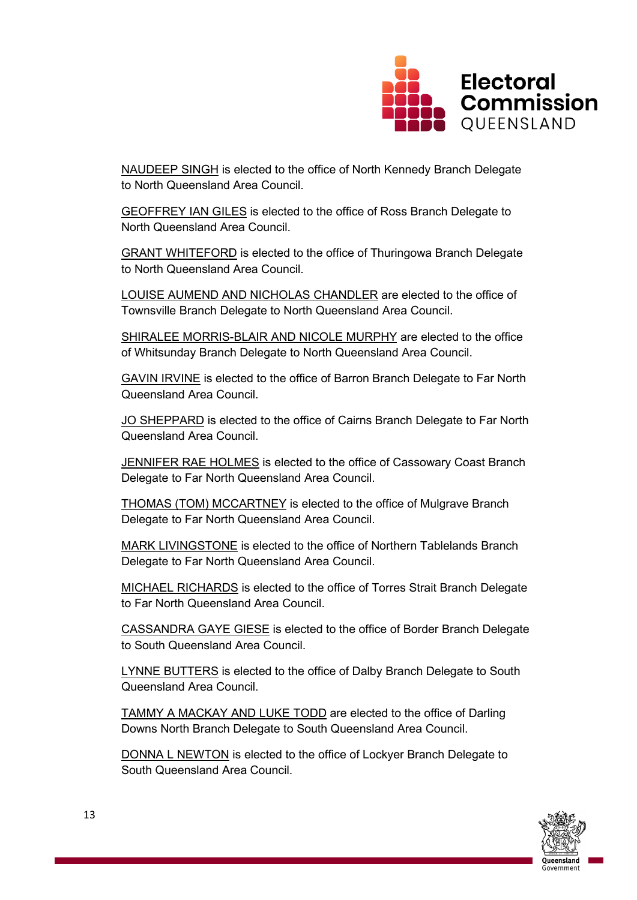NAUDEEP SINGH is elected to the office of North Kennedy Branch Delegate to North Queensland Area Council.

GEOFFREY IAN GILES is elected to the office of Ross Branch Delegate to North Queensland Area Council.

GRANT WHITEFORD is elected to the office of Thuringowa Branch Delegate to North Queensland Area Council.

LOUISE AUMEND AND NICHOLAS CHANDLER are elected to the office of Townsville Branch Delegate to North Queensland Area Council.

SHIRALEE MORRIS-BLAIR AND NICOLE MURPHY are elected to the office of Whitsunday Branch Delegate to North Queensland Area Council.

GAVIN IRVINE is elected to the office of Barron Branch Delegate to Far North Queensland Area Council.

JO SHEPPARD is elected to the office of Cairns Branch Delegate to Far North Queensland Area Council.

JENNIFER RAE HOLMES is elected to the office of Cassowary Coast Branch Delegate to Far North Queensland Area Council.

THOMAS (TOM) MCCARTNEY is elected to the office of Mulgrave Branch Delegate to Far North Queensland Area Council.

MARK LIVINGSTONE is elected to the office of Northern Tablelands Branch Delegate to Far North Queensland Area Council.

MICHAEL RICHARDS is elected to the office of Torres Strait Branch Delegate to Far North Queensland Area Council.

CASSANDRA GAYE GIESE is elected to the office of Border Branch Delegate to South Queensland Area Council.

LYNNE BUTTERS is elected to the office of Dalby Branch Delegate to South Queensland Area Council.

TAMMY A MACKAY AND LUKE TODD are elected to the office of Darling Downs North Branch Delegate to South Queensland Area Council.

DONNA L NEWTON is elected to the office of Lockyer Branch Delegate to South Queensland Area Council.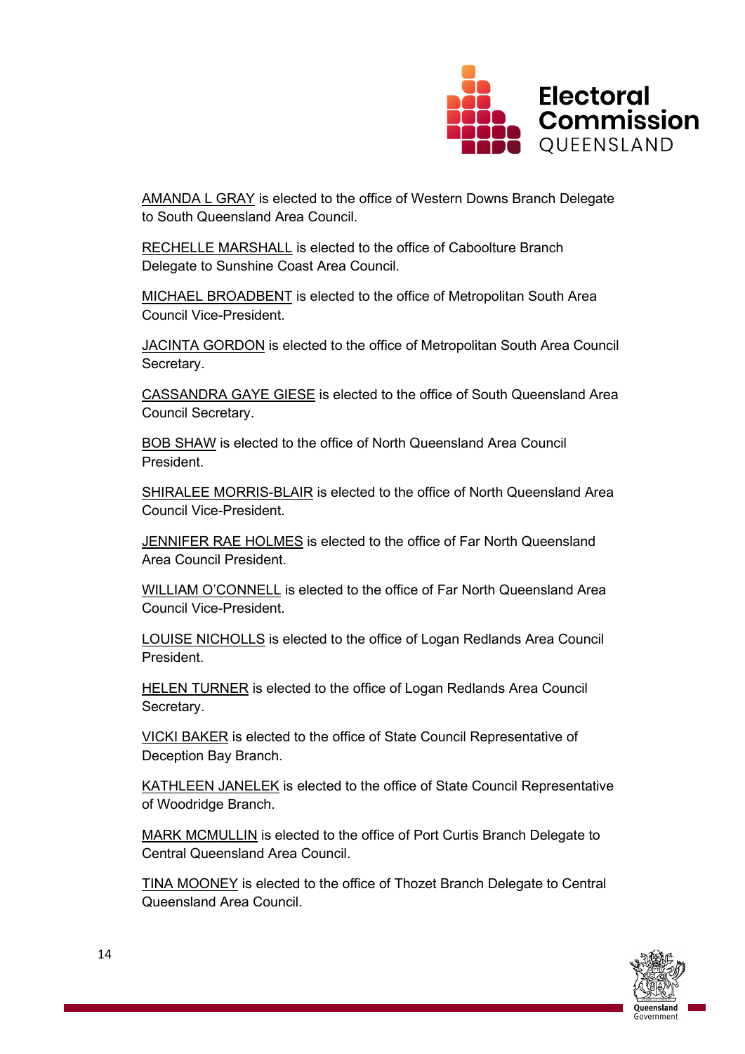AMANDA L GRAY is elected to the office of Western Downs Branch Delegate to South Queensland Area Council.

RECHELLE MARSHALL is elected to the office of Caboolture Branch Delegate to Sunshine Coast Area Council.

MICHAEL BROADBENT is elected to the office of Metropolitan South Area Council Vice-President.

JACINTA GORDON is elected to the office of Metropolitan South Area Council Secretary.

CASSANDRA GAYE GIESE is elected to the office of South Queensland Area Council Secretary.

BOB SHAW is elected to the office of North Queensland Area Council President.

SHIRALEE MORRIS-BLAIR is elected to the office of North Queensland Area Council Vice-President.

JENNIFER RAE HOLMES is elected to the office of Far North Queensland Area Council President.

WILLIAM O'CONNELL is elected to the office of Far North Queensland Area Council Vice-President.

LOUISE NICHOLLS is elected to the office of Logan Redlands Area Council President.

HELEN TURNER is elected to the office of Logan Redlands Area Council Secretary.

VICKI BAKER is elected to the office of State Council Representative of Deception Bay Branch.

KATHLEEN JANELEK is elected to the office of State Council Representative of Woodridge Branch.

MARK MCMULLIN is elected to the office of Port Curtis Branch Delegate to Central Queensland Area Council.

TINA MOONEY is elected to the office of Thozet Branch Delegate to Central Queensland Area Council.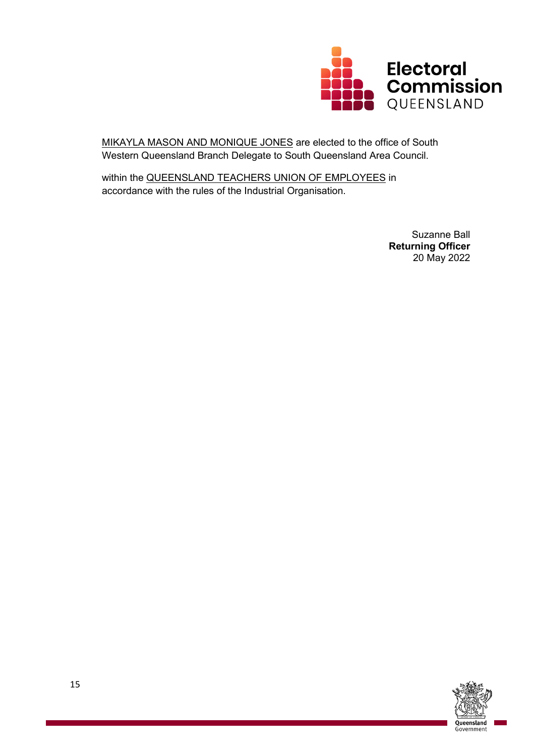MIKAYLA MASON AND MONIQUE JONES are elected to the office of South Western Queensland Branch Delegate to South Queensland Area Council.

within the QUEENSLAND TEACHERS UNION OF EMPLOYEES in accordance with the rules of the Industrial Organisation.

Suzanne Ball
**Returning Officer**
20 May 2022